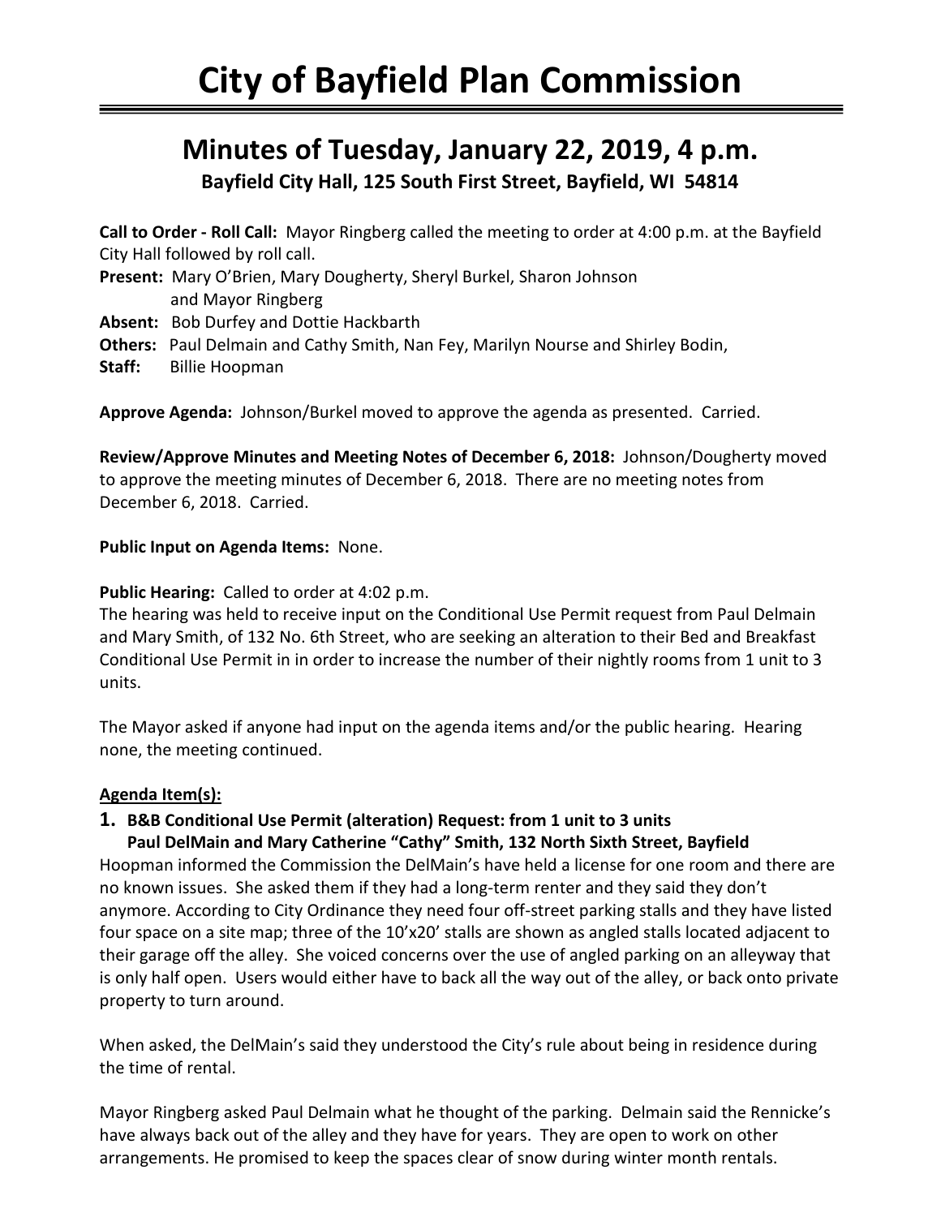# City of Bayfield Plan Commission

## Minutes of Tuesday, January 22, 2019, 4 p.m.

**Bayfield City Hall, 125 South First Street, Bayfield, WI 54814**

**Call to Order - Roll Call:** Mayor Ringberg called the meeting to order at 4:00 p.m. at the Bayfield City Hall followed by roll call.

**Present:** Mary O'Brien, Mary Dougherty, Sheryl Burkel, Sharon Johnson and Mayor Ringberg

**Absent:** Bob Durfey and Dottie Hackbarth

**Others:** Paul Delmain and Cathy Smith, Nan Fey, Marilyn Nourse and Shirley Bodin,

**Staff:** Billie Hoopman

**Approve Agenda:** Johnson/Burkel moved to approve the agenda as presented. Carried.

**Review/Approve Minutes and Meeting Notes of December 6, 2018:** Johnson/Dougherty moved to approve the meeting minutes of December 6, 2018. There are no meeting notes from December 6, 2018. Carried.

**Public Input on Agenda Items:** None.

**Public Hearing:** Called to order at 4:02 p.m.

The hearing was held to receive input on the Conditional Use Permit request from Paul Delmain and Mary Smith, of 132 No. 6th Street, who are seeking an alteration to their Bed and Breakfast Conditional Use Permit in in order to increase the number of their nightly rooms from 1 unit to 3 units.

The Mayor asked if anyone had input on the agenda items and/or the public hearing. Hearing none, the meeting continued.

**Agenda Item(s):**

**1. B&B Conditional Use Permit (alteration) Request: from 1 unit to 3 units**
**Paul DelMain and Mary Catherine "Cathy" Smith, 132 North Sixth Street, Bayfield**

Hoopman informed the Commission the DelMain's have held a license for one room and there are no known issues. She asked them if they had a long-term renter and they said they don't anymore. According to City Ordinance they need four off-street parking stalls and they have listed four space on a site map; three of the 10'x20' stalls are shown as angled stalls located adjacent to their garage off the alley. She voiced concerns over the use of angled parking on an alleyway that is only half open. Users would either have to back all the way out of the alley, or back onto private property to turn around.

When asked, the DelMain's said they understood the City's rule about being in residence during the time of rental.

Mayor Ringberg asked Paul Delmain what he thought of the parking. Delmain said the Rennicke's have always back out of the alley and they have for years. They are open to work on other arrangements. He promised to keep the spaces clear of snow during winter month rentals.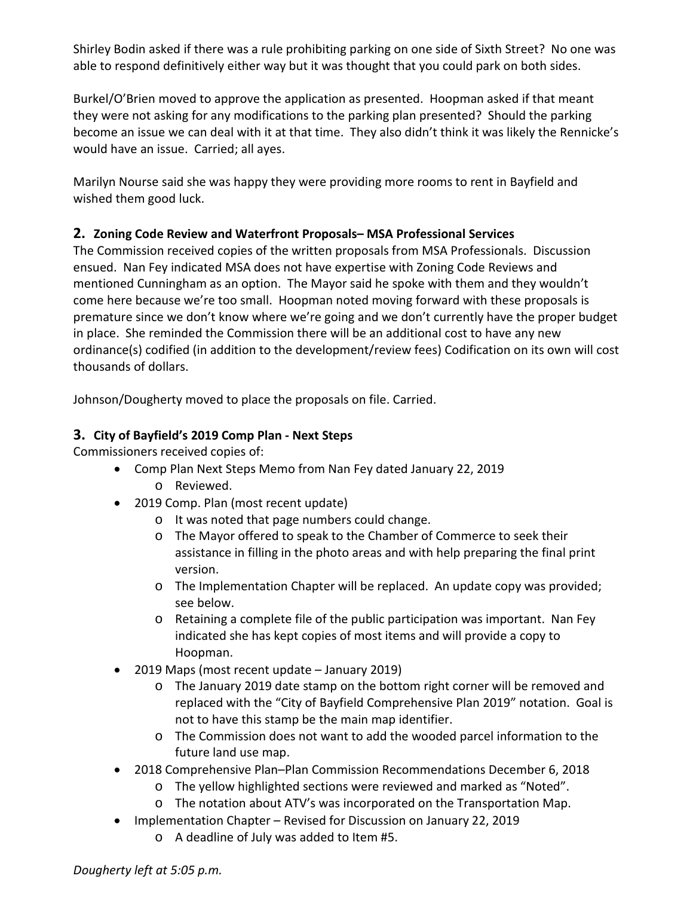Shirley Bodin asked if there was a rule prohibiting parking on one side of Sixth Street? No one was able to respond definitively either way but it was thought that you could park on both sides.

Burkel/O'Brien moved to approve the application as presented. Hoopman asked if that meant they were not asking for any modifications to the parking plan presented? Should the parking become an issue we can deal with it at that time. They also didn't think it was likely the Rennicke's would have an issue. Carried; all ayes.

Marilyn Nourse said she was happy they were providing more rooms to rent in Bayfield and wished them good luck.

## 2. Zoning Code Review and Waterfront Proposals– MSA Professional Services

The Commission received copies of the written proposals from MSA Professionals. Discussion ensued. Nan Fey indicated MSA does not have expertise with Zoning Code Reviews and mentioned Cunningham as an option. The Mayor said he spoke with them and they wouldn't come here because we're too small. Hoopman noted moving forward with these proposals is premature since we don't know where we're going and we don't currently have the proper budget in place. She reminded the Commission there will be an additional cost to have any new ordinance(s) codified (in addition to the development/review fees) Codification on its own will cost thousands of dollars.

Johnson/Dougherty moved to place the proposals on file. Carried.

## 3. City of Bayfield's 2019 Comp Plan - Next Steps

Commissioners received copies of:

- Comp Plan Next Steps Memo from Nan Fey dated January 22, 2019
    - Reviewed.
- 2019 Comp. Plan (most recent update)
    - It was noted that page numbers could change.
    - The Mayor offered to speak to the Chamber of Commerce to seek their assistance in filling in the photo areas and with help preparing the final print version.
    - The Implementation Chapter will be replaced. An update copy was provided; see below.
    - Retaining a complete file of the public participation was important. Nan Fey indicated she has kept copies of most items and will provide a copy to Hoopman.
- 2019 Maps (most recent update – January 2019)
    - The January 2019 date stamp on the bottom right corner will be removed and replaced with the "City of Bayfield Comprehensive Plan 2019" notation. Goal is not to have this stamp be the main map identifier.
    - The Commission does not want to add the wooded parcel information to the future land use map.
- 2018 Comprehensive Plan–Plan Commission Recommendations December 6, 2018
    - The yellow highlighted sections were reviewed and marked as "Noted".
    - The notation about ATV's was incorporated on the Transportation Map.
- Implementation Chapter – Revised for Discussion on January 22, 2019
    - A deadline of July was added to Item #5.

*Dougherty left at 5:05 p.m.*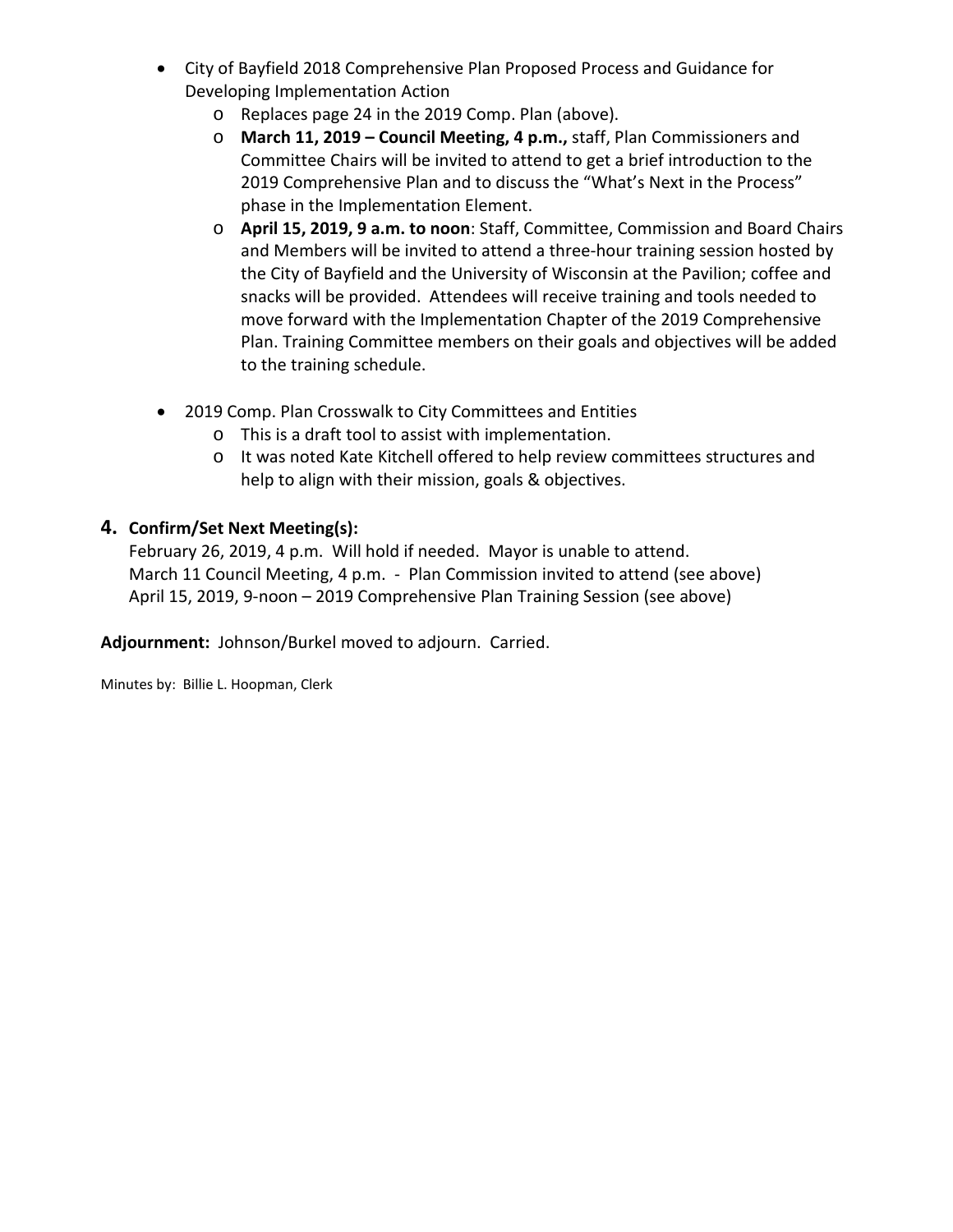- City of Bayfield 2018 Comprehensive Plan Proposed Process and Guidance for Developing Implementation Action
    - Replaces page 24 in the 2019 Comp. Plan (above).
    - **March 11, 2019 – Council Meeting, 4 p.m.,** staff, Plan Commissioners and Committee Chairs will be invited to attend to get a brief introduction to the 2019 Comprehensive Plan and to discuss the "What's Next in the Process" phase in the Implementation Element.
    - **April 15, 2019, 9 a.m. to noon**: Staff, Committee, Commission and Board Chairs and Members will be invited to attend a three-hour training session hosted by the City of Bayfield and the University of Wisconsin at the Pavilion; coffee and snacks will be provided. Attendees will receive training and tools needed to move forward with the Implementation Chapter of the 2019 Comprehensive Plan. Training Committee members on their goals and objectives will be added to the training schedule.

- 2019 Comp. Plan Crosswalk to City Committees and Entities
    - This is a draft tool to assist with implementation.
    - It was noted Kate Kitchell offered to help review committees structures and help to align with their mission, goals & objectives.

## 4. Confirm/Set Next Meeting(s):

February 26, 2019, 4 p.m. Will hold if needed. Mayor is unable to attend.
March 11 Council Meeting, 4 p.m. - Plan Commission invited to attend (see above)
April 15, 2019, 9-noon – 2019 Comprehensive Plan Training Session (see above)

**Adjournment:** Johnson/Burkel moved to adjourn. Carried.

Minutes by: Billie L. Hoopman, Clerk